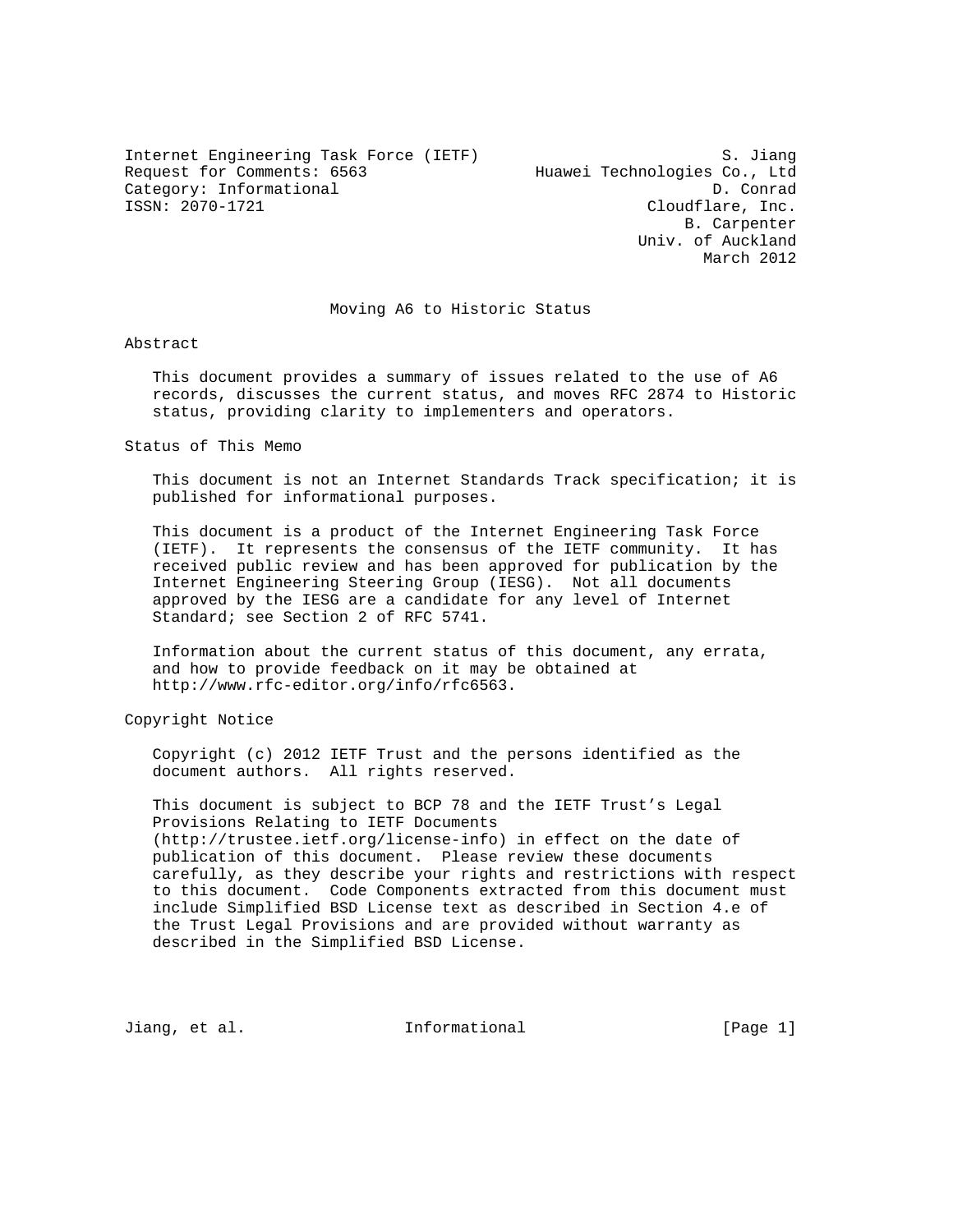Internet Engineering Task Force (IETF) S. Jiang
Request for Comments: 6563 Huawei Technologies Co., Ltd
Category: Informational D. Conrad
ISSN: 2070-1721 Cloudflare, Inc.
B. Carpenter
Univ. of Auckland
March 2012

# Moving A6 to Historic Status

## Abstract

This document provides a summary of issues related to the use of A6 records, discusses the current status, and moves RFC 2874 to Historic status, providing clarity to implementers and operators.

## Status of This Memo

This document is not an Internet Standards Track specification; it is published for informational purposes.

This document is a product of the Internet Engineering Task Force (IETF). It represents the consensus of the IETF community. It has received public review and has been approved for publication by the Internet Engineering Steering Group (IESG). Not all documents approved by the IESG are a candidate for any level of Internet Standard; see Section 2 of RFC 5741.

Information about the current status of this document, any errata, and how to provide feedback on it may be obtained at http://www.rfc-editor.org/info/rfc6563.

## Copyright Notice

Copyright (c) 2012 IETF Trust and the persons identified as the document authors. All rights reserved.

This document is subject to BCP 78 and the IETF Trust's Legal Provisions Relating to IETF Documents (http://trustee.ietf.org/license-info) in effect on the date of publication of this document. Please review these documents carefully, as they describe your rights and restrictions with respect to this document. Code Components extracted from this document must include Simplified BSD License text as described in Section 4.e of the Trust Legal Provisions and are provided without warranty as described in the Simplified BSD License.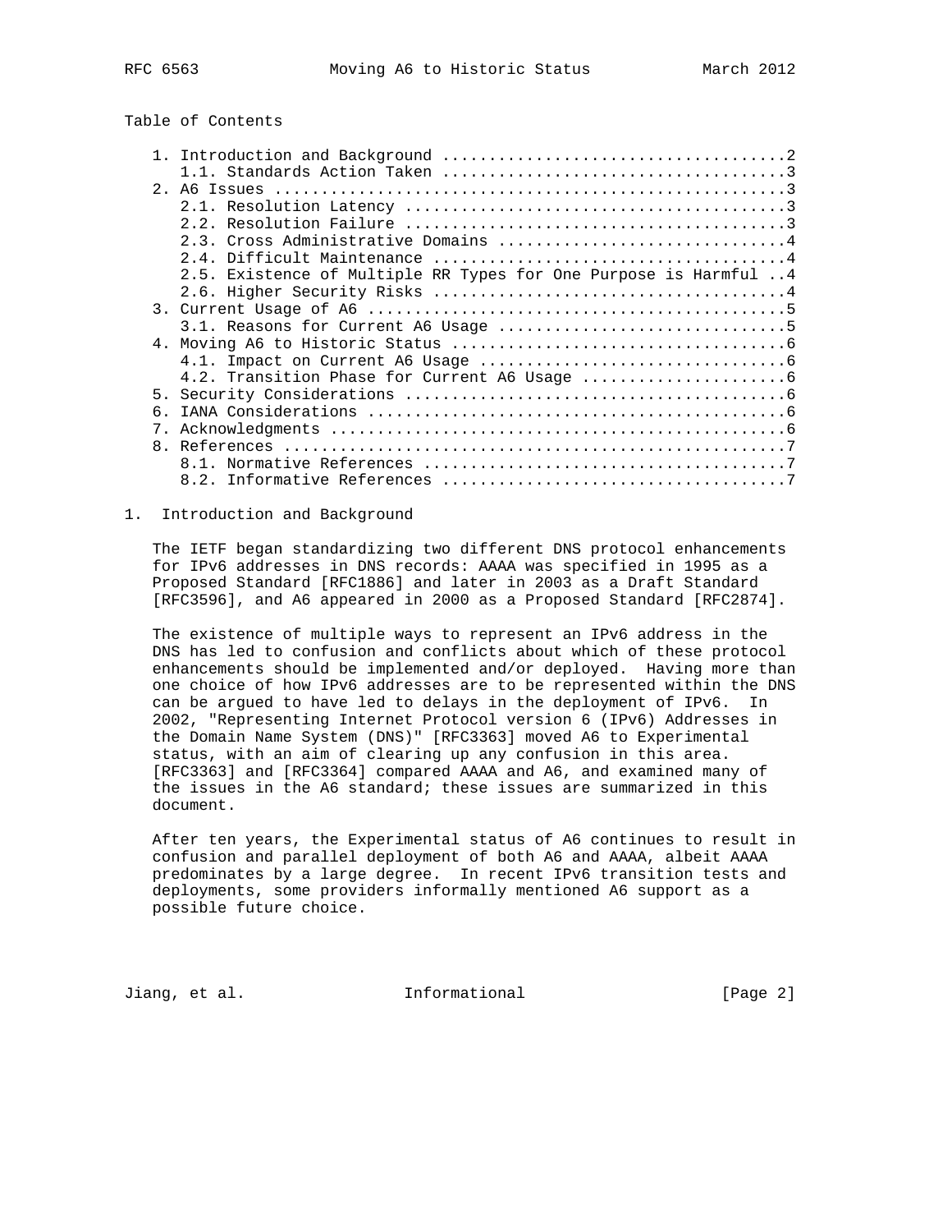## Table of Contents

1. Introduction and Background ....................................2
   1.1. Standards Action Taken ....................................3
2. A6 Issues ......................................................3
   2.1. Resolution Latency ........................................3
   2.2. Resolution Failure ........................................3
   2.3. Cross Administrative Domains ..............................4
   2.4. Difficult Maintenance .....................................4
   2.5. Existence of Multiple RR Types for One Purpose is Harmful ..4
   2.6. Higher Security Risks .....................................4
3. Current Usage of A6 ............................................5
   3.1. Reasons for Current A6 Usage ..............................5
4. Moving A6 to Historic Status ...................................6
   4.1. Impact on Current A6 Usage ................................6
   4.2. Transition Phase for Current A6 Usage .....................6
5. Security Considerations ........................................6
6. IANA Considerations ............................................6
7. Acknowledgments ................................................6
8. References .....................................................7
   8.1. Normative References ......................................7
   8.2. Informative References ....................................7

## 1. Introduction and Background

The IETF began standardizing two different DNS protocol enhancements for IPv6 addresses in DNS records: AAAA was specified in 1995 as a Proposed Standard [RFC1886] and later in 2003 as a Draft Standard [RFC3596], and A6 appeared in 2000 as a Proposed Standard [RFC2874].

The existence of multiple ways to represent an IPv6 address in the DNS has led to confusion and conflicts about which of these protocol enhancements should be implemented and/or deployed. Having more than one choice of how IPv6 addresses are to be represented within the DNS can be argued to have led to delays in the deployment of IPv6. In 2002, "Representing Internet Protocol version 6 (IPv6) Addresses in the Domain Name System (DNS)" [RFC3363] moved A6 to Experimental status, with an aim of clearing up any confusion in this area. [RFC3363] and [RFC3364] compared AAAA and A6, and examined many of the issues in the A6 standard; these issues are summarized in this document.

After ten years, the Experimental status of A6 continues to result in confusion and parallel deployment of both A6 and AAAA, albeit AAAA predominates by a large degree. In recent IPv6 transition tests and deployments, some providers informally mentioned A6 support as a possible future choice.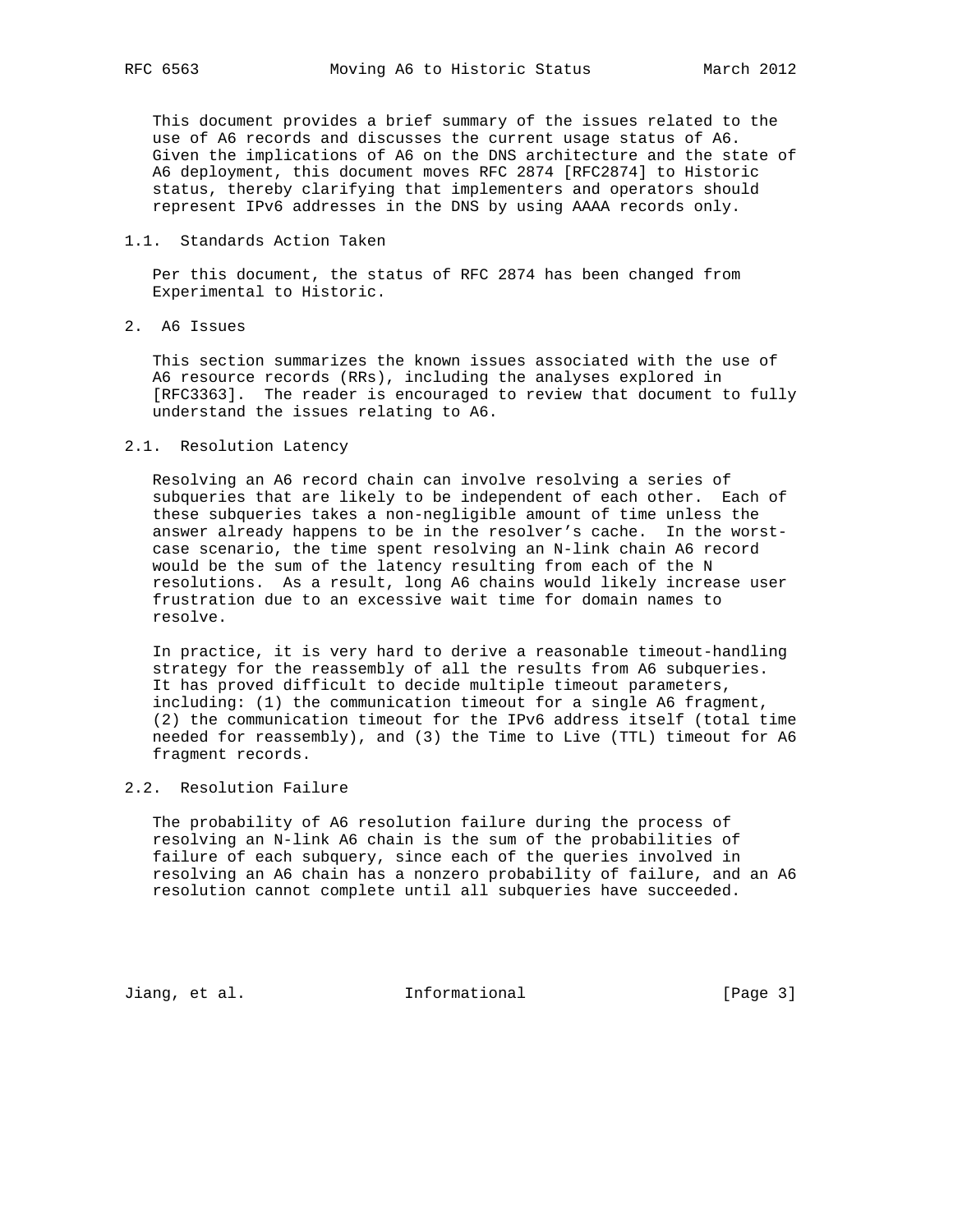This document provides a brief summary of the issues related to the use of A6 records and discusses the current usage status of A6. Given the implications of A6 on the DNS architecture and the state of A6 deployment, this document moves RFC 2874 [RFC2874] to Historic status, thereby clarifying that implementers and operators should represent IPv6 addresses in the DNS by using AAAA records only.

### 1.1. Standards Action Taken

Per this document, the status of RFC 2874 has been changed from Experimental to Historic.

## 2. A6 Issues

This section summarizes the known issues associated with the use of A6 resource records (RRs), including the analyses explored in [RFC3363]. The reader is encouraged to review that document to fully understand the issues relating to A6.

### 2.1. Resolution Latency

Resolving an A6 record chain can involve resolving a series of subqueries that are likely to be independent of each other. Each of these subqueries takes a non-negligible amount of time unless the answer already happens to be in the resolver's cache. In the worst-case scenario, the time spent resolving an N-link chain A6 record would be the sum of the latency resulting from each of the N resolutions. As a result, long A6 chains would likely increase user frustration due to an excessive wait time for domain names to resolve.

In practice, it is very hard to derive a reasonable timeout-handling strategy for the reassembly of all the results from A6 subqueries. It has proved difficult to decide multiple timeout parameters, including: (1) the communication timeout for a single A6 fragment, (2) the communication timeout for the IPv6 address itself (total time needed for reassembly), and (3) the Time to Live (TTL) timeout for A6 fragment records.

### 2.2. Resolution Failure

The probability of A6 resolution failure during the process of resolving an N-link A6 chain is the sum of the probabilities of failure of each subquery, since each of the queries involved in resolving an A6 chain has a nonzero probability of failure, and an A6 resolution cannot complete until all subqueries have succeeded.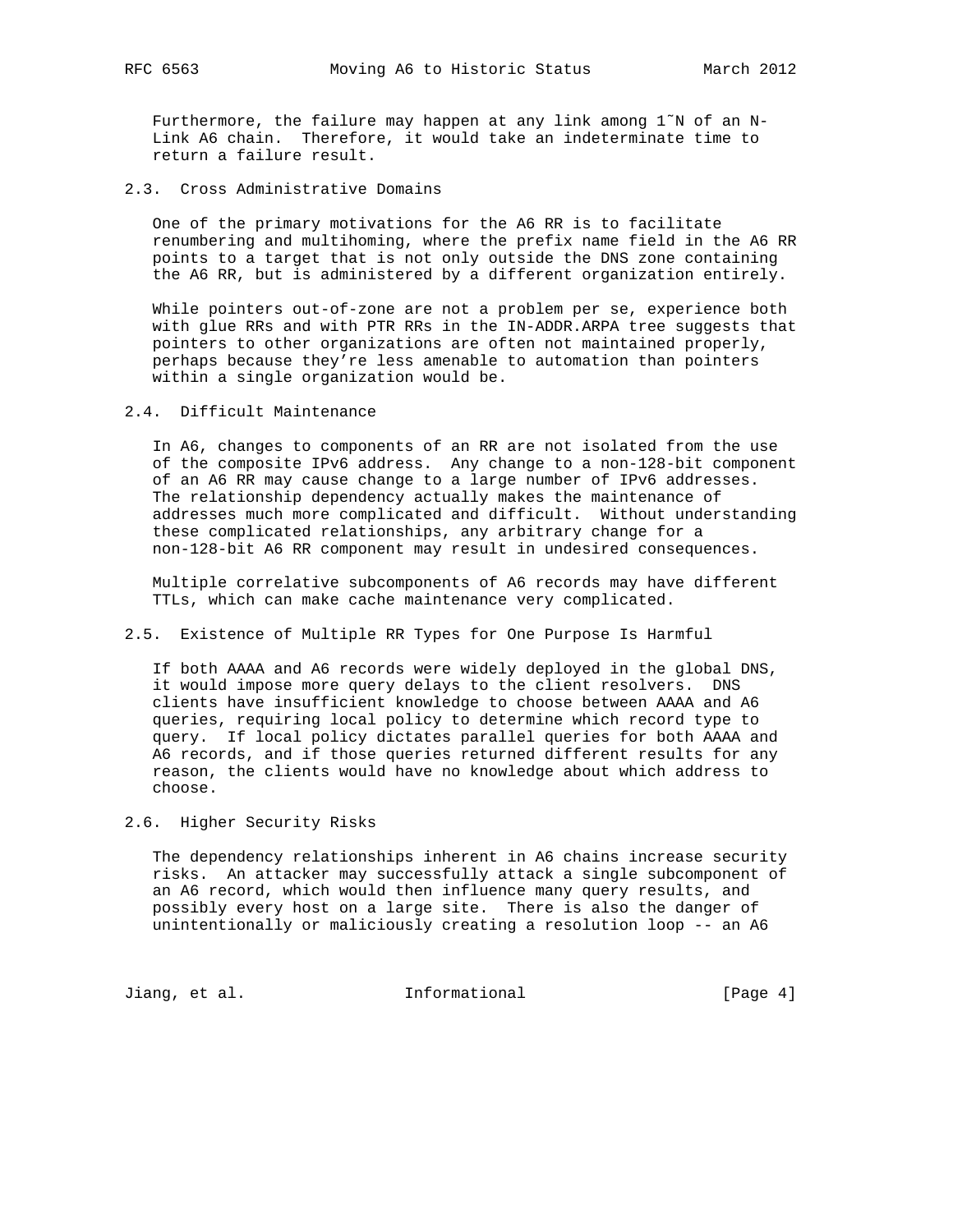Furthermore, the failure may happen at any link among 1~N of an N-Link A6 chain. Therefore, it would take an indeterminate time to return a failure result.

### 2.3. Cross Administrative Domains

One of the primary motivations for the A6 RR is to facilitate renumbering and multihoming, where the prefix name field in the A6 RR points to a target that is not only outside the DNS zone containing the A6 RR, but is administered by a different organization entirely.

While pointers out-of-zone are not a problem per se, experience both with glue RRs and with PTR RRs in the IN-ADDR.ARPA tree suggests that pointers to other organizations are often not maintained properly, perhaps because they're less amenable to automation than pointers within a single organization would be.

### 2.4. Difficult Maintenance

In A6, changes to components of an RR are not isolated from the use of the composite IPv6 address. Any change to a non-128-bit component of an A6 RR may cause change to a large number of IPv6 addresses. The relationship dependency actually makes the maintenance of addresses much more complicated and difficult. Without understanding these complicated relationships, any arbitrary change for a non-128-bit A6 RR component may result in undesired consequences.

Multiple correlative subcomponents of A6 records may have different TTLs, which can make cache maintenance very complicated.

### 2.5. Existence of Multiple RR Types for One Purpose Is Harmful

If both AAAA and A6 records were widely deployed in the global DNS, it would impose more query delays to the client resolvers. DNS clients have insufficient knowledge to choose between AAAA and A6 queries, requiring local policy to determine which record type to query. If local policy dictates parallel queries for both AAAA and A6 records, and if those queries returned different results for any reason, the clients would have no knowledge about which address to choose.

### 2.6. Higher Security Risks

The dependency relationships inherent in A6 chains increase security risks. An attacker may successfully attack a single subcomponent of an A6 record, which would then influence many query results, and possibly every host on a large site. There is also the danger of unintentionally or maliciously creating a resolution loop -- an A6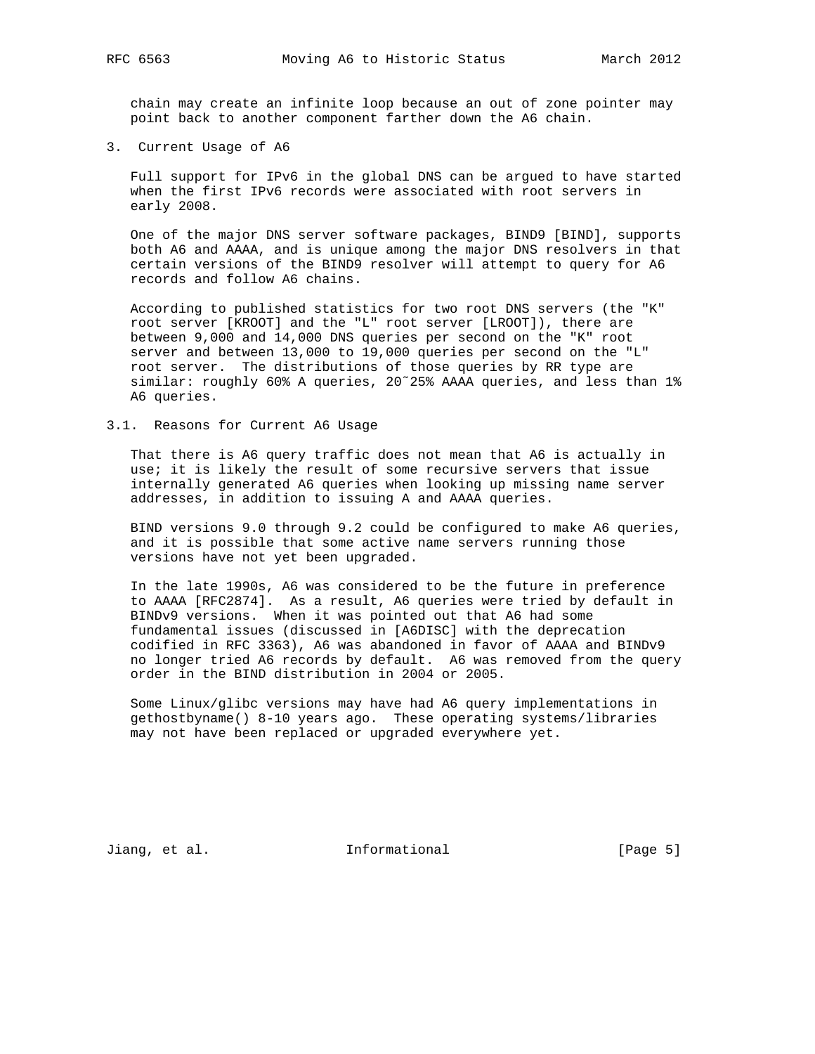chain may create an infinite loop because an out of zone pointer may point back to another component farther down the A6 chain.

## 3. Current Usage of A6

Full support for IPv6 in the global DNS can be argued to have started when the first IPv6 records were associated with root servers in early 2008.

One of the major DNS server software packages, BIND9 [BIND], supports both A6 and AAAA, and is unique among the major DNS resolvers in that certain versions of the BIND9 resolver will attempt to query for A6 records and follow A6 chains.

According to published statistics for two root DNS servers (the "K" root server [KROOT] and the "L" root server [LROOT]), there are between 9,000 and 14,000 DNS queries per second on the "K" root server and between 13,000 to 19,000 queries per second on the "L" root server. The distributions of those queries by RR type are similar: roughly 60% A queries, 20˜25% AAAA queries, and less than 1% A6 queries.

### 3.1. Reasons for Current A6 Usage

That there is A6 query traffic does not mean that A6 is actually in use; it is likely the result of some recursive servers that issue internally generated A6 queries when looking up missing name server addresses, in addition to issuing A and AAAA queries.

BIND versions 9.0 through 9.2 could be configured to make A6 queries, and it is possible that some active name servers running those versions have not yet been upgraded.

In the late 1990s, A6 was considered to be the future in preference to AAAA [RFC2874]. As a result, A6 queries were tried by default in BINDv9 versions. When it was pointed out that A6 had some fundamental issues (discussed in [A6DISC] with the deprecation codified in RFC 3363), A6 was abandoned in favor of AAAA and BINDv9 no longer tried A6 records by default. A6 was removed from the query order in the BIND distribution in 2004 or 2005.

Some Linux/glibc versions may have had A6 query implementations in gethostbyname() 8-10 years ago. These operating systems/libraries may not have been replaced or upgraded everywhere yet.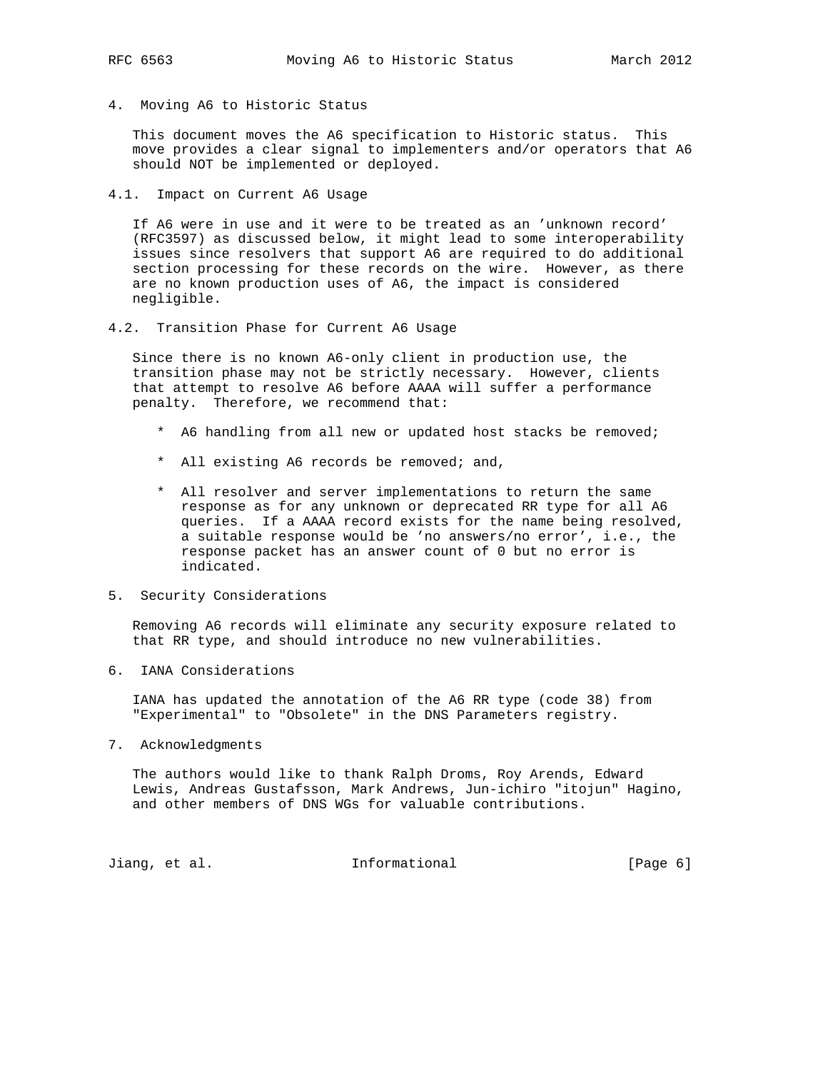## 4. Moving A6 to Historic Status

This document moves the A6 specification to Historic status. This move provides a clear signal to implementers and/or operators that A6 should NOT be implemented or deployed.

### 4.1. Impact on Current A6 Usage

If A6 were in use and it were to be treated as an 'unknown record' (RFC3597) as discussed below, it might lead to some interoperability issues since resolvers that support A6 are required to do additional section processing for these records on the wire. However, as there are no known production uses of A6, the impact is considered negligible.

### 4.2. Transition Phase for Current A6 Usage

Since there is no known A6-only client in production use, the transition phase may not be strictly necessary. However, clients that attempt to resolve A6 before AAAA will suffer a performance penalty. Therefore, we recommend that:

* A6 handling from all new or updated host stacks be removed;

* All existing A6 records be removed; and,

* All resolver and server implementations to return the same response as for any unknown or deprecated RR type for all A6 queries. If a AAAA record exists for the name being resolved, a suitable response would be 'no answers/no error', i.e., the response packet has an answer count of 0 but no error is indicated.

## 5. Security Considerations

Removing A6 records will eliminate any security exposure related to that RR type, and should introduce no new vulnerabilities.

## 6. IANA Considerations

IANA has updated the annotation of the A6 RR type (code 38) from "Experimental" to "Obsolete" in the DNS Parameters registry.

## 7. Acknowledgments

The authors would like to thank Ralph Droms, Roy Arends, Edward Lewis, Andreas Gustafsson, Mark Andrews, Jun-ichiro "itojun" Hagino, and other members of DNS WGs for valuable contributions.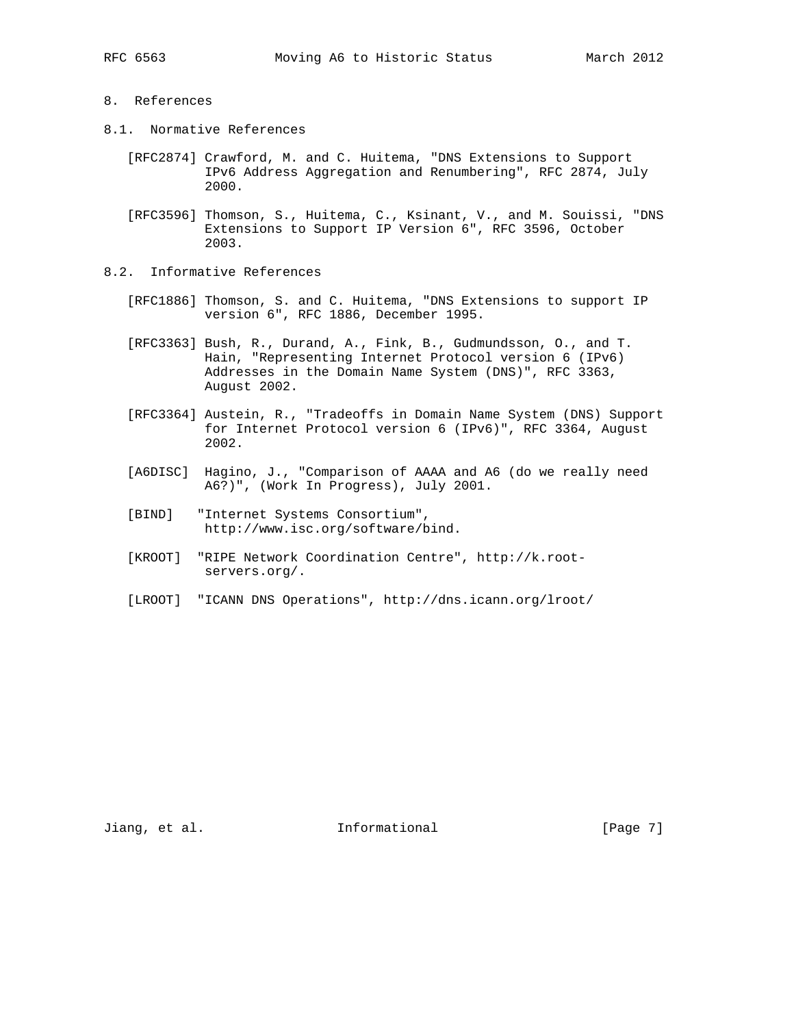## 8. References

### 8.1. Normative References

[RFC2874] Crawford, M. and C. Huitema, "DNS Extensions to Support IPv6 Address Aggregation and Renumbering", RFC 2874, July 2000.

[RFC3596] Thomson, S., Huitema, C., Ksinant, V., and M. Souissi, "DNS Extensions to Support IP Version 6", RFC 3596, October 2003.

### 8.2. Informative References

[RFC1886] Thomson, S. and C. Huitema, "DNS Extensions to support IP version 6", RFC 1886, December 1995.

[RFC3363] Bush, R., Durand, A., Fink, B., Gudmundsson, O., and T. Hain, "Representing Internet Protocol version 6 (IPv6) Addresses in the Domain Name System (DNS)", RFC 3363, August 2002.

[RFC3364] Austein, R., "Tradeoffs in Domain Name System (DNS) Support for Internet Protocol version 6 (IPv6)", RFC 3364, August 2002.

[A6DISC] Hagino, J., "Comparison of AAAA and A6 (do we really need A6?)", (Work In Progress), July 2001.

[BIND] "Internet Systems Consortium", http://www.isc.org/software/bind.

[KROOT] "RIPE Network Coordination Centre", http://k.root-servers.org/.

[LROOT] "ICANN DNS Operations", http://dns.icann.org/lroot/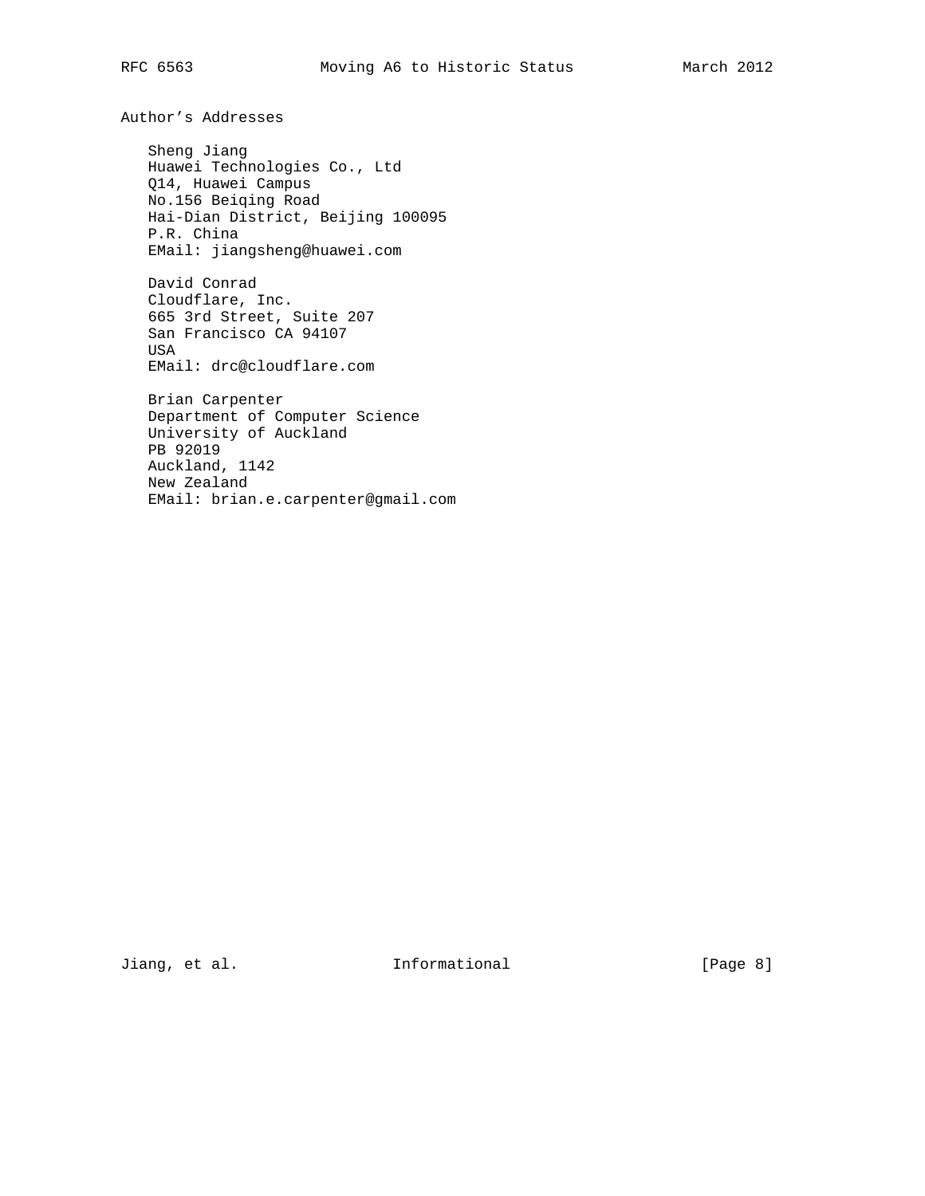# Author's Addresses

Sheng Jiang
Huawei Technologies Co., Ltd
Q14, Huawei Campus
No.156 Beiqing Road
Hai-Dian District, Beijing 100095
P.R. China
EMail: jiangsheng@huawei.com

David Conrad
Cloudflare, Inc.
665 3rd Street, Suite 207
San Francisco CA 94107
USA
EMail: drc@cloudflare.com

Brian Carpenter
Department of Computer Science
University of Auckland
PB 92019
Auckland, 1142
New Zealand
EMail: brian.e.carpenter@gmail.com